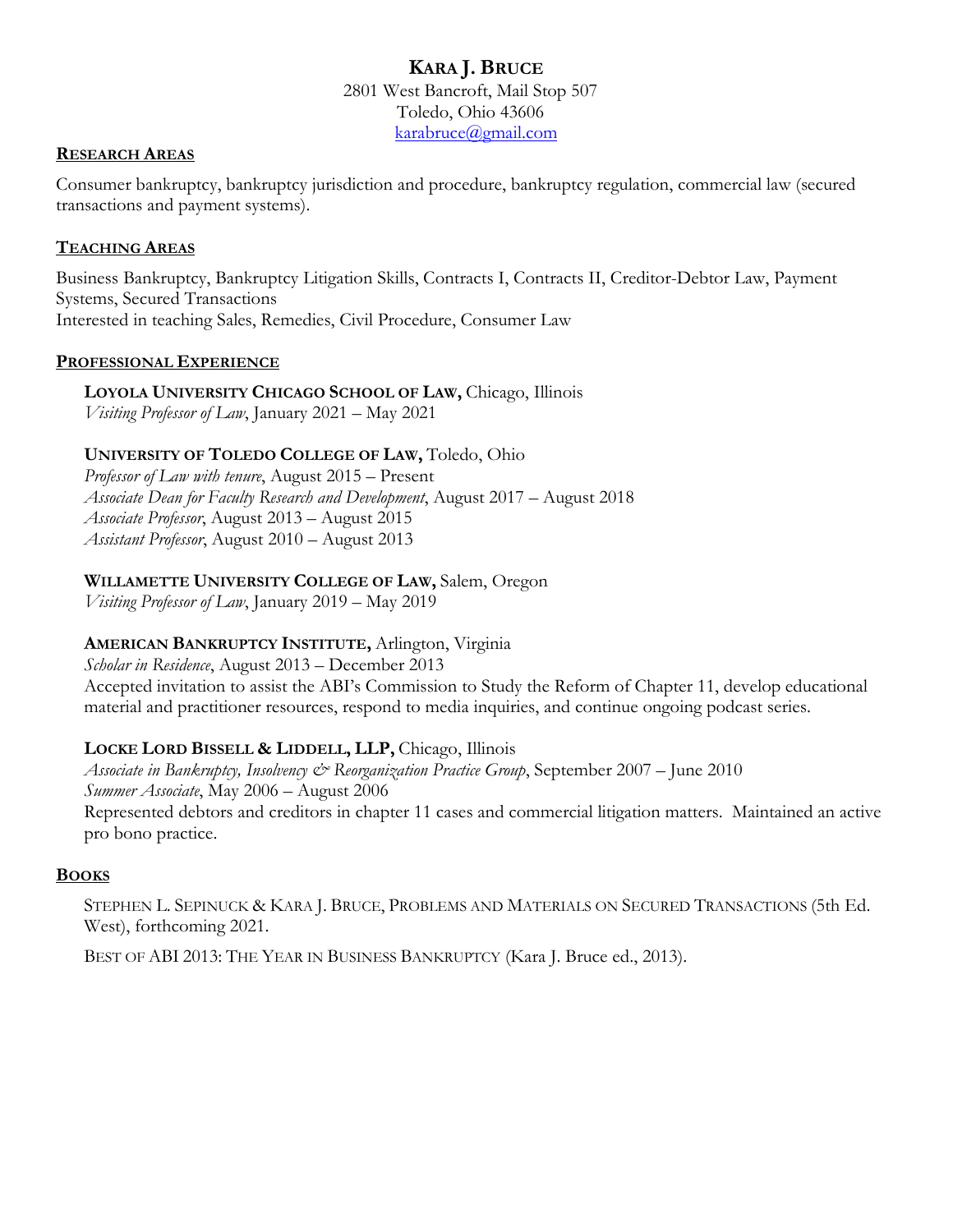# Kara J. Bruce

2801 West Bancroft, Mail Stop 507
Toledo, Ohio 43606
karabruce@gmail.com

## Research Areas

Consumer bankruptcy, bankruptcy jurisdiction and procedure, bankruptcy regulation, commercial law (secured transactions and payment systems).

## Teaching Areas

Business Bankruptcy, Bankruptcy Litigation Skills, Contracts I, Contracts II, Creditor-Debtor Law, Payment Systems, Secured Transactions
Interested in teaching Sales, Remedies, Civil Procedure, Consumer Law

## Professional Experience

**Loyola University Chicago School of Law,** Chicago, Illinois
*Visiting Professor of Law*, January 2021 – May 2021

**University of Toledo College of Law,** Toledo, Ohio
*Professor of Law with tenure*, August 2015 – Present
*Associate Dean for Faculty Research and Development*, August 2017 – August 2018
*Associate Professor*, August 2013 – August 2015
*Assistant Professor*, August 2010 – August 2013

**Willamette University College of Law,** Salem, Oregon
*Visiting Professor of Law*, January 2019 – May 2019

**American Bankruptcy Institute,** Arlington, Virginia
*Scholar in Residence*, August 2013 – December 2013
Accepted invitation to assist the ABI's Commission to Study the Reform of Chapter 11, develop educational material and practitioner resources, respond to media inquiries, and continue ongoing podcast series.

**Locke Lord Bissell & Liddell, LLP,** Chicago, Illinois
*Associate in Bankruptcy, Insolvency & Reorganization Practice Group*, September 2007 – June 2010
*Summer Associate*, May 2006 – August 2006
Represented debtors and creditors in chapter 11 cases and commercial litigation matters. Maintained an active pro bono practice.

## Books

Stephen L. Sepinuck & Kara J. Bruce, Problems and Materials on Secured Transactions (5th Ed. West), forthcoming 2021.

Best of ABI 2013: The Year in Business Bankruptcy (Kara J. Bruce ed., 2013).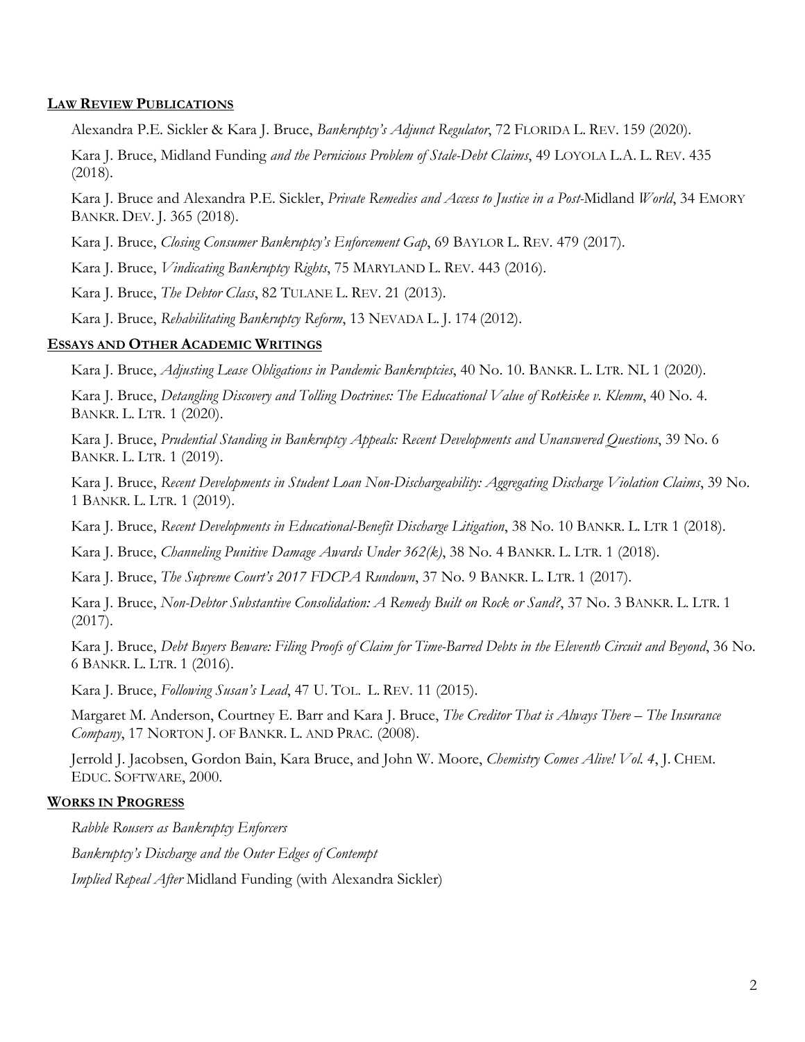## **LAW REVIEW PUBLICATIONS**

Alexandra P.E. Sickler & Kara J. Bruce, *Bankruptcy's Adjunct Regulator*, 72 FLORIDA L. REV. 159 (2020).

Kara J. Bruce, Midland Funding *and the Pernicious Problem of Stale-Debt Claims*, 49 LOYOLA L.A. L. REV. 435 (2018).

Kara J. Bruce and Alexandra P.E. Sickler, *Private Remedies and Access to Justice in a Post-*Midland *World*, 34 EMORY BANKR. DEV. J. 365 (2018).

Kara J. Bruce, *Closing Consumer Bankruptcy's Enforcement Gap*, 69 BAYLOR L. REV. 479 (2017).

Kara J. Bruce, *Vindicating Bankruptcy Rights*, 75 MARYLAND L. REV. 443 (2016).

Kara J. Bruce, *The Debtor Class*, 82 TULANE L. REV. 21 (2013).

Kara J. Bruce, *Rehabilitating Bankruptcy Reform*, 13 NEVADA L. J. 174 (2012).

## **ESSAYS AND OTHER ACADEMIC WRITINGS**

Kara J. Bruce, *Adjusting Lease Obligations in Pandemic Bankruptcies*, 40 No. 10. BANKR. L. LTR. NL 1 (2020).

Kara J. Bruce, *Detangling Discovery and Tolling Doctrines: The Educational Value of Rotkiske v. Klemm*, 40 No. 4. BANKR. L. LTR. 1 (2020).

Kara J. Bruce, *Prudential Standing in Bankruptcy Appeals: Recent Developments and Unanswered Questions*, 39 No. 6 BANKR. L. LTR. 1 (2019).

Kara J. Bruce, *Recent Developments in Student Loan Non-Dischargeability: Aggregating Discharge Violation Claims*, 39 No. 1 BANKR. L. LTR. 1 (2019).

Kara J. Bruce, *Recent Developments in Educational-Benefit Discharge Litigation*, 38 No. 10 BANKR. L. LTR 1 (2018).

Kara J. Bruce, *Channeling Punitive Damage Awards Under 362(k)*, 38 No. 4 BANKR. L. LTR. 1 (2018).

Kara J. Bruce, *The Supreme Court's 2017 FDCPA Rundown*, 37 No. 9 BANKR. L. LTR. 1 (2017).

Kara J. Bruce, *Non-Debtor Substantive Consolidation: A Remedy Built on Rock or Sand?*, 37 No. 3 BANKR. L. LTR. 1 (2017).

Kara J. Bruce, *Debt Buyers Beware: Filing Proofs of Claim for Time-Barred Debts in the Eleventh Circuit and Beyond*, 36 No. 6 BANKR. L. LTR. 1 (2016).

Kara J. Bruce, *Following Susan's Lead*, 47 U. TOL. L. REV. 11 (2015).

Margaret M. Anderson, Courtney E. Barr and Kara J. Bruce, *The Creditor That is Always There – The Insurance Company*, 17 NORTON J. OF BANKR. L. AND PRAC. (2008).

Jerrold J. Jacobsen, Gordon Bain, Kara Bruce, and John W. Moore, *Chemistry Comes Alive! Vol. 4*, J. CHEM. EDUC. SOFTWARE, 2000.

## **WORKS IN PROGRESS**

*Rabble Rousers as Bankruptcy Enforcers*

*Bankruptcy's Discharge and the Outer Edges of Contempt*

*Implied Repeal After* Midland Funding (with Alexandra Sickler)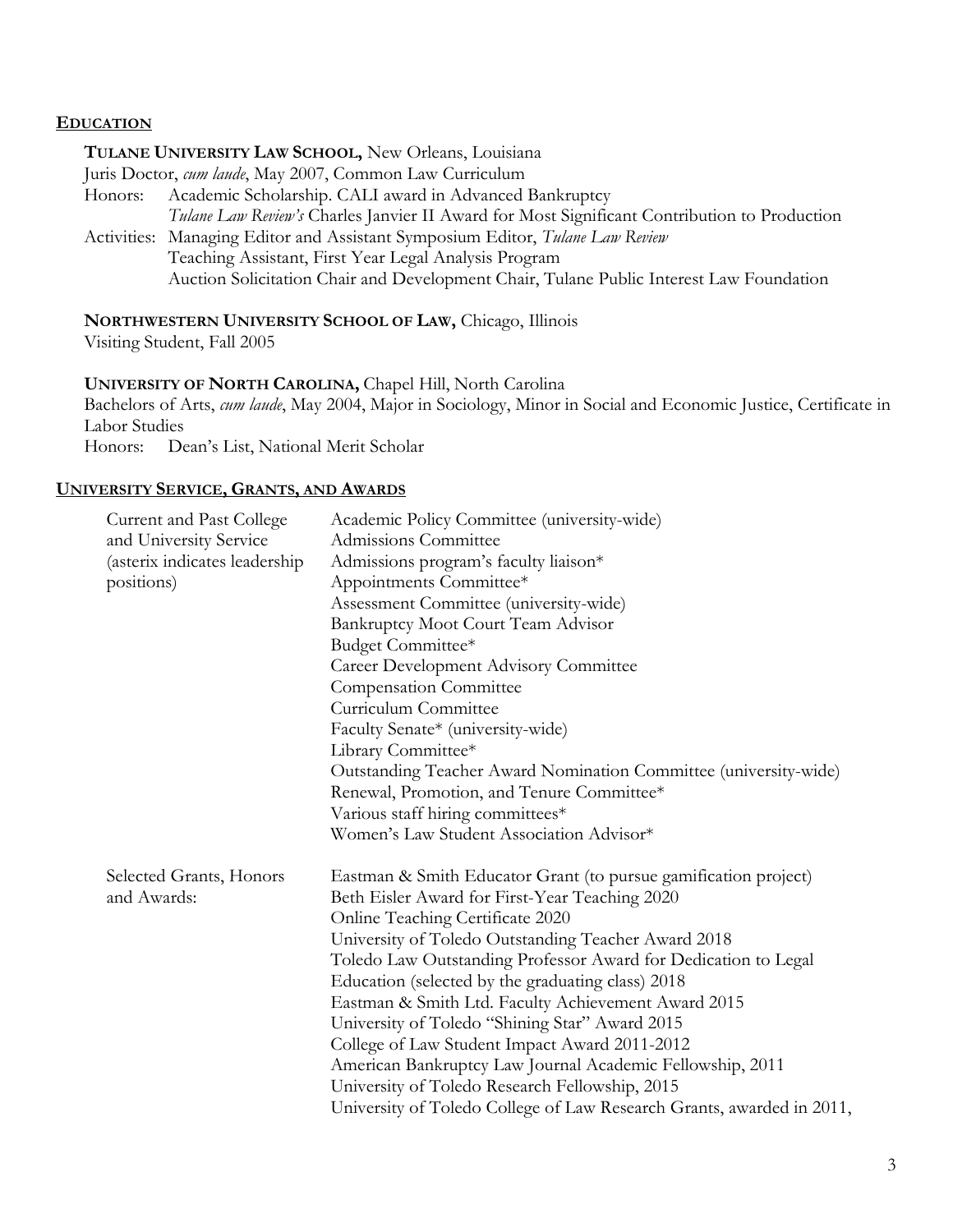## EDUCATION

**TULANE UNIVERSITY LAW SCHOOL,** New Orleans, Louisiana
Juris Doctor, *cum laude*, May 2007, Common Law Curriculum
Honors: Academic Scholarship. CALI award in Advanced Bankruptcy
*Tulane Law Review's* Charles Janvier II Award for Most Significant Contribution to Production
Activities: Managing Editor and Assistant Symposium Editor, *Tulane Law Review*
Teaching Assistant, First Year Legal Analysis Program
Auction Solicitation Chair and Development Chair, Tulane Public Interest Law Foundation

**NORTHWESTERN UNIVERSITY SCHOOL OF LAW,** Chicago, Illinois
Visiting Student, Fall 2005

**UNIVERSITY OF NORTH CAROLINA,** Chapel Hill, North Carolina
Bachelors of Arts, *cum laude*, May 2004, Major in Sociology, Minor in Social and Economic Justice, Certificate in Labor Studies
Honors: Dean's List, National Merit Scholar

## UNIVERSITY SERVICE, GRANTS, AND AWARDS

Current and Past College and University Service (asterix indicates leadership positions)

- Academic Policy Committee (university-wide)
- Admissions Committee
- Admissions program's faculty liaison*
- Appointments Committee*
- Assessment Committee (university-wide)
- Bankruptcy Moot Court Team Advisor
- Budget Committee*
- Career Development Advisory Committee
- Compensation Committee
- Curriculum Committee
- Faculty Senate* (university-wide)
- Library Committee*
- Outstanding Teacher Award Nomination Committee (university-wide)
- Renewal, Promotion, and Tenure Committee*
- Various staff hiring committees*
- Women's Law Student Association Advisor*

Selected Grants, Honors and Awards:

- Eastman & Smith Educator Grant (to pursue gamification project)
- Beth Eisler Award for First-Year Teaching 2020
- Online Teaching Certificate 2020
- University of Toledo Outstanding Teacher Award 2018
- Toledo Law Outstanding Professor Award for Dedication to Legal Education (selected by the graduating class) 2018
- Eastman & Smith Ltd. Faculty Achievement Award 2015
- University of Toledo "Shining Star" Award 2015
- College of Law Student Impact Award 2011-2012
- American Bankruptcy Law Journal Academic Fellowship, 2011
- University of Toledo Research Fellowship, 2015
- University of Toledo College of Law Research Grants, awarded in 2011,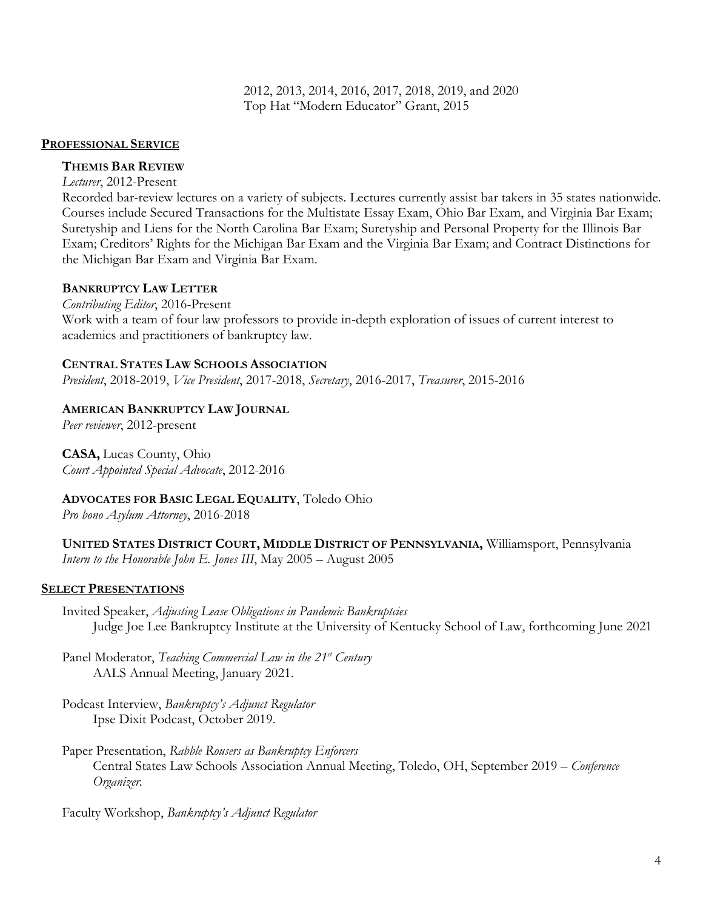2012, 2013, 2014, 2016, 2017, 2018, 2019, and 2020
Top Hat "Modern Educator" Grant, 2015

## PROFESSIONAL SERVICE

**THEMIS BAR REVIEW**
*Lecturer*, 2012-Present
Recorded bar-review lectures on a variety of subjects. Lectures currently assist bar takers in 35 states nationwide. Courses include Secured Transactions for the Multistate Essay Exam, Ohio Bar Exam, and Virginia Bar Exam; Suretyship and Liens for the North Carolina Bar Exam; Suretyship and Personal Property for the Illinois Bar Exam; Creditors' Rights for the Michigan Bar Exam and the Virginia Bar Exam; and Contract Distinctions for the Michigan Bar Exam and Virginia Bar Exam.

**BANKRUPTCY LAW LETTER**
*Contributing Editor*, 2016-Present
Work with a team of four law professors to provide in-depth exploration of issues of current interest to academics and practitioners of bankruptcy law.

**CENTRAL STATES LAW SCHOOLS ASSOCIATION**
*President*, 2018-2019, *Vice President*, 2017-2018, *Secretary*, 2016-2017, *Treasurer*, 2015-2016

**AMERICAN BANKRUPTCY LAW JOURNAL**
*Peer reviewer*, 2012-present

**CASA,** Lucas County, Ohio
*Court Appointed Special Advocate*, 2012-2016

**ADVOCATES FOR BASIC LEGAL EQUALITY**, Toledo Ohio
*Pro bono Asylum Attorney*, 2016-2018

**UNITED STATES DISTRICT COURT, MIDDLE DISTRICT OF PENNSYLVANIA,** Williamsport, Pennsylvania
*Intern to the Honorable John E. Jones III*, May 2005 – August 2005

## SELECT PRESENTATIONS

Invited Speaker, *Adjusting Lease Obligations in Pandemic Bankruptcies*
Judge Joe Lee Bankruptcy Institute at the University of Kentucky School of Law, forthcoming June 2021

Panel Moderator, *Teaching Commercial Law in the 21st Century*
AALS Annual Meeting, January 2021.

Podcast Interview, *Bankruptcy's Adjunct Regulator*
Ipse Dixit Podcast, October 2019.

Paper Presentation, *Rabble Rousers as Bankruptcy Enforcers*
Central States Law Schools Association Annual Meeting, Toledo, OH, September 2019 – *Conference Organizer*.

Faculty Workshop, *Bankruptcy's Adjunct Regulator*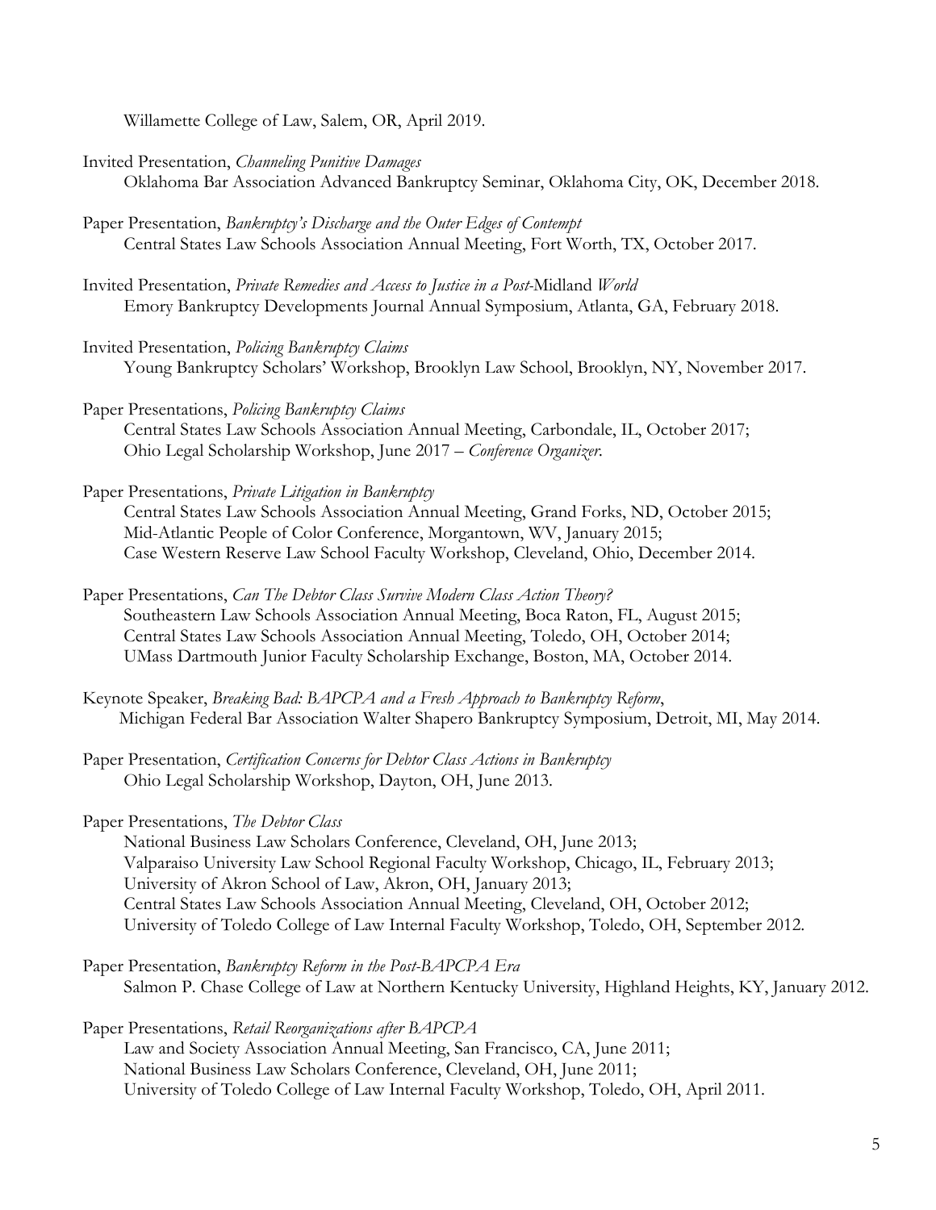Willamette College of Law, Salem, OR, April 2019.

Invited Presentation, *Channeling Punitive Damages*
Oklahoma Bar Association Advanced Bankruptcy Seminar, Oklahoma City, OK, December 2018.

Paper Presentation, *Bankruptcy's Discharge and the Outer Edges of Contempt*
Central States Law Schools Association Annual Meeting, Fort Worth, TX, October 2017.

Invited Presentation, *Private Remedies and Access to Justice in a Post-*Midland *World*
Emory Bankruptcy Developments Journal Annual Symposium, Atlanta, GA, February 2018.

Invited Presentation, *Policing Bankruptcy Claims*
Young Bankruptcy Scholars' Workshop, Brooklyn Law School, Brooklyn, NY, November 2017.

Paper Presentations, *Policing Bankruptcy Claims*
Central States Law Schools Association Annual Meeting, Carbondale, IL, October 2017;
Ohio Legal Scholarship Workshop, June 2017 – *Conference Organizer*.

Paper Presentations, *Private Litigation in Bankruptcy*
Central States Law Schools Association Annual Meeting, Grand Forks, ND, October 2015;
Mid-Atlantic People of Color Conference, Morgantown, WV, January 2015;
Case Western Reserve Law School Faculty Workshop, Cleveland, Ohio, December 2014.

Paper Presentations, *Can The Debtor Class Survive Modern Class Action Theory?*
Southeastern Law Schools Association Annual Meeting, Boca Raton, FL, August 2015;
Central States Law Schools Association Annual Meeting, Toledo, OH, October 2014;
UMass Dartmouth Junior Faculty Scholarship Exchange, Boston, MA, October 2014.

Keynote Speaker, *Breaking Bad: BAPCPA and a Fresh Approach to Bankruptcy Reform*,
Michigan Federal Bar Association Walter Shapero Bankruptcy Symposium, Detroit, MI, May 2014.

Paper Presentation, *Certification Concerns for Debtor Class Actions in Bankruptcy*
Ohio Legal Scholarship Workshop, Dayton, OH, June 2013.

Paper Presentations, *The Debtor Class*
National Business Law Scholars Conference, Cleveland, OH, June 2013;
Valparaiso University Law School Regional Faculty Workshop, Chicago, IL, February 2013;
University of Akron School of Law, Akron, OH, January 2013;
Central States Law Schools Association Annual Meeting, Cleveland, OH, October 2012;
University of Toledo College of Law Internal Faculty Workshop, Toledo, OH, September 2012.

Paper Presentation, *Bankruptcy Reform in the Post-BAPCPA Era*
Salmon P. Chase College of Law at Northern Kentucky University, Highland Heights, KY, January 2012.

Paper Presentations, *Retail Reorganizations after BAPCPA*
Law and Society Association Annual Meeting, San Francisco, CA, June 2011;
National Business Law Scholars Conference, Cleveland, OH, June 2011;
University of Toledo College of Law Internal Faculty Workshop, Toledo, OH, April 2011.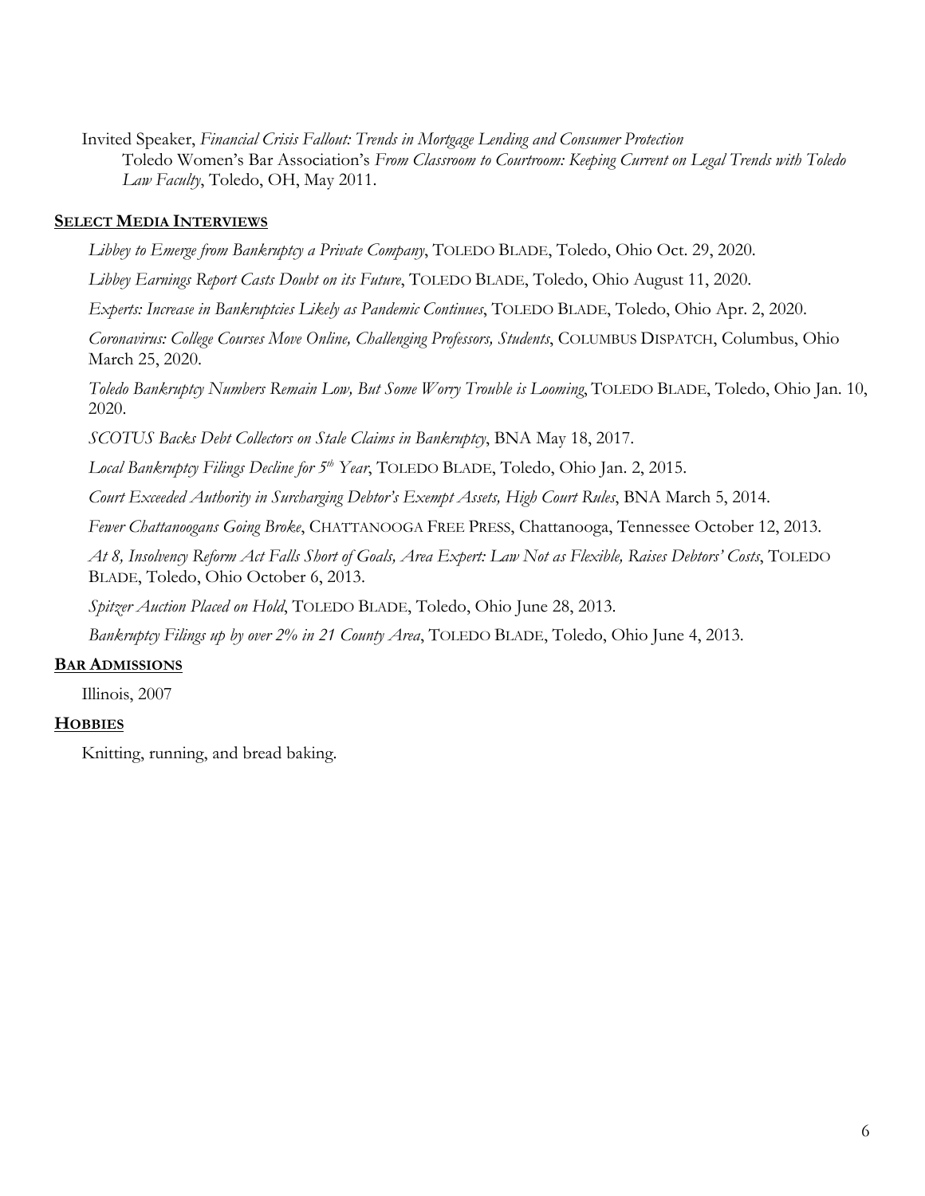Invited Speaker, *Financial Crisis Fallout: Trends in Mortgage Lending and Consumer Protection*
Toledo Women's Bar Association's *From Classroom to Courtroom: Keeping Current on Legal Trends with Toledo Law Faculty*, Toledo, OH, May 2011.

## SELECT MEDIA INTERVIEWS

*Libbey to Emerge from Bankruptcy a Private Company*, TOLEDO BLADE, Toledo, Ohio Oct. 29, 2020.

*Libbey Earnings Report Casts Doubt on its Future*, TOLEDO BLADE, Toledo, Ohio August 11, 2020.

*Experts: Increase in Bankruptcies Likely as Pandemic Continues*, TOLEDO BLADE, Toledo, Ohio Apr. 2, 2020.

*Coronavirus: College Courses Move Online, Challenging Professors, Students*, COLUMBUS DISPATCH, Columbus, Ohio March 25, 2020.

*Toledo Bankruptcy Numbers Remain Low, But Some Worry Trouble is Looming*, TOLEDO BLADE, Toledo, Ohio Jan. 10, 2020.

*SCOTUS Backs Debt Collectors on Stale Claims in Bankruptcy*, BNA May 18, 2017.

*Local Bankruptcy Filings Decline for 5th Year*, TOLEDO BLADE, Toledo, Ohio Jan. 2, 2015.

*Court Exceeded Authority in Surcharging Debtor's Exempt Assets, High Court Rules*, BNA March 5, 2014.

*Fewer Chattanoogans Going Broke*, CHATTANOOGA FREE PRESS, Chattanooga, Tennessee October 12, 2013.

*At 8, Insolvency Reform Act Falls Short of Goals, Area Expert: Law Not as Flexible, Raises Debtors' Costs*, TOLEDO BLADE, Toledo, Ohio October 6, 2013.

*Spitzer Auction Placed on Hold*, TOLEDO BLADE, Toledo, Ohio June 28, 2013.

*Bankruptcy Filings up by over 2% in 21 County Area*, TOLEDO BLADE, Toledo, Ohio June 4, 2013.

## BAR ADMISSIONS

Illinois, 2007

## HOBBIES

Knitting, running, and bread baking.